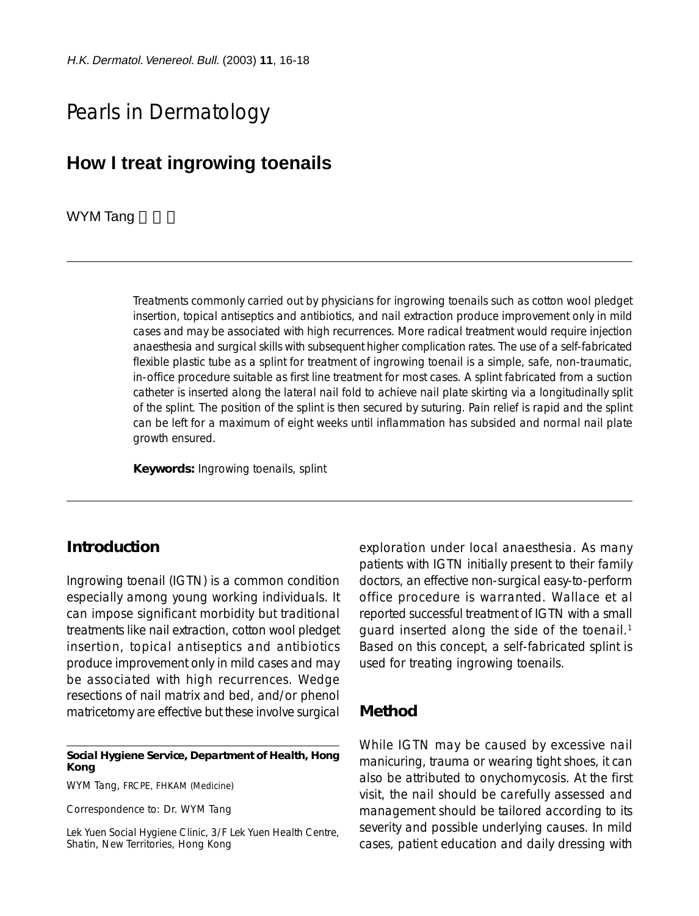Pearls in Dermatology

# How I treat ingrowing toenails

WYM Tang

---

Treatments commonly carried out by physicians for ingrowing toenails such as cotton wool pledget insertion, topical antiseptics and antibiotics, and nail extraction produce improvement only in mild cases and may be associated with high recurrences. More radical treatment would require injection anaesthesia and surgical skills with subsequent higher complication rates. The use of a self-fabricated flexible plastic tube as a splint for treatment of ingrowing toenail is a simple, safe, non-traumatic, in-office procedure suitable as first line treatment for most cases. A splint fabricated from a suction catheter is inserted along the lateral nail fold to achieve nail plate skirting via a longitudinally split of the splint. The position of the splint is then secured by suturing. Pain relief is rapid and the splint can be left for a maximum of eight weeks until inflammation has subsided and normal nail plate growth ensured.

**Keywords:** Ingrowing toenails, splint

---

## Introduction

Ingrowing toenail (IGTN) is a common condition especially among young working individuals. It can impose significant morbidity but traditional treatments like nail extraction, cotton wool pledget insertion, topical antiseptics and antibiotics produce improvement only in mild cases and may be associated with high recurrences. Wedge resections of nail matrix and bed, and/or phenol matricetomy are effective but these involve surgical exploration under local anaesthesia. As many patients with IGTN initially present to their family doctors, an effective non-surgical easy-to-perform office procedure is warranted. Wallace et al reported successful treatment of IGTN with a small guard inserted along the side of the toenail.[1] Based on this concept, a self-fabricated splint is used for treating ingrowing toenails.

## Method

While IGTN may be caused by excessive nail manicuring, trauma or wearing tight shoes, it can also be attributed to onychomycosis. At the first visit, the nail should be carefully assessed and management should be tailored according to its severity and possible underlying causes. In mild cases, patient education and daily dressing with

---

**Social Hygiene Service, Department of Health, Hong Kong**

WYM Tang, FRCPE, FHKAM (Medicine)

Correspondence to: Dr. WYM Tang

Lek Yuen Social Hygiene Clinic, 3/F Lek Yuen Health Centre, Shatin, New Territories, Hong Kong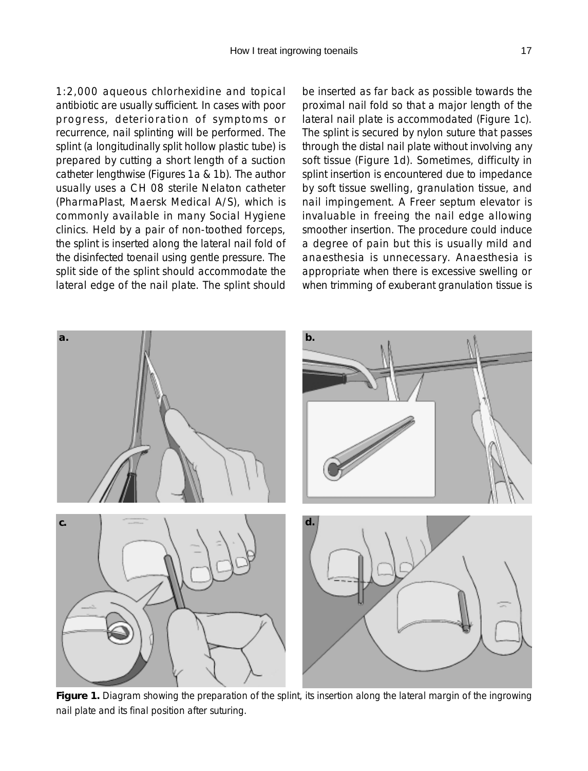1:2,000 aqueous chlorhexidine and topical antibiotic are usually sufficient. In cases with poor progress, deterioration of symptoms or recurrence, nail splinting will be performed. The splint (a longitudinally split hollow plastic tube) is prepared by cutting a short length of a suction catheter lengthwise (Figures 1a & 1b). The author usually uses a CH 08 sterile Nelaton catheter (PharmaPlast, Maersk Medical A/S), which is commonly available in many Social Hygiene clinics. Held by a pair of non-toothed forceps, the splint is inserted along the lateral nail fold of the disinfected toenail using gentle pressure. The split side of the splint should accommodate the lateral edge of the nail plate. The splint should be inserted as far back as possible towards the proximal nail fold so that a major length of the lateral nail plate is accommodated (Figure 1c). The splint is secured by nylon suture that passes through the distal nail plate without involving any soft tissue (Figure 1d). Sometimes, difficulty in splint insertion is encountered due to impedance by soft tissue swelling, granulation tissue, and nail impingement. A Freer septum elevator is invaluable in freeing the nail edge allowing smoother insertion. The procedure could induce a degree of pain but this is usually mild and anaesthesia is unnecessary. Anaesthesia is appropriate when there is excessive swelling or when trimming of exuberant granulation tissue is

**Figure 1.** Diagram showing the preparation of the splint, its insertion along the lateral margin of the ingrowing nail plate and its final position after suturing.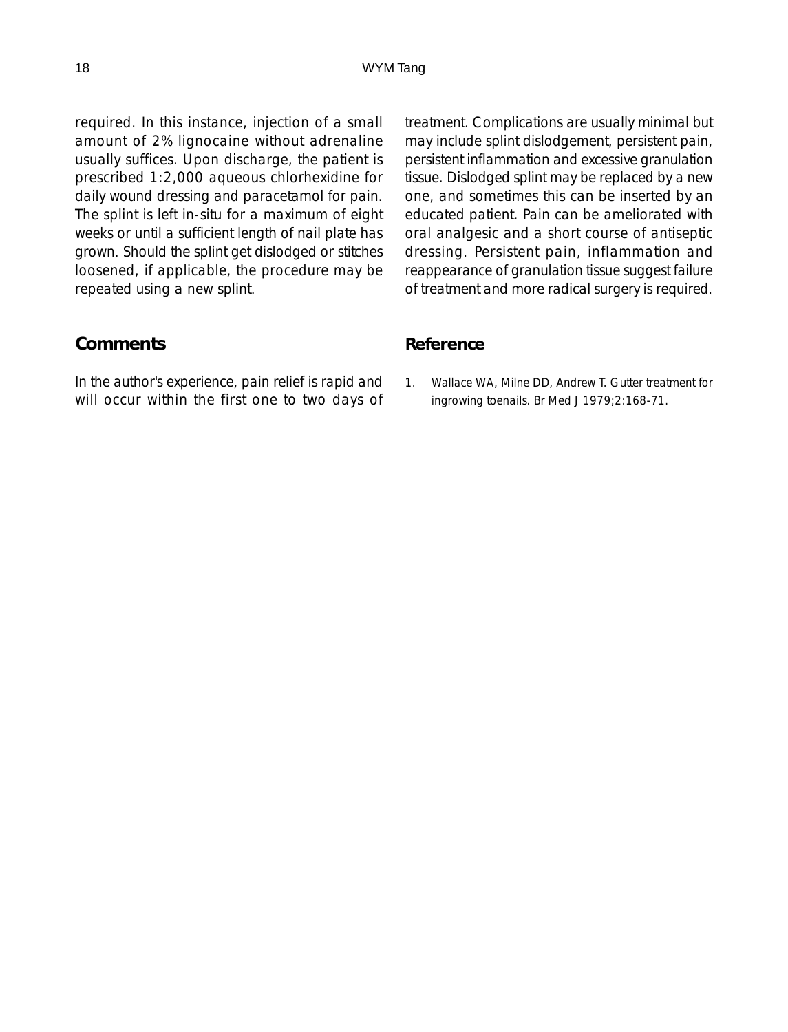required. In this instance, injection of a small amount of 2% lignocaine without adrenaline usually suffices. Upon discharge, the patient is prescribed 1:2,000 aqueous chlorhexidine for daily wound dressing and paracetamol for pain. The splint is left in-situ for a maximum of eight weeks or until a sufficient length of nail plate has grown. Should the splint get dislodged or stitches loosened, if applicable, the procedure may be repeated using a new splint.

## Comments

In the author's experience, pain relief is rapid and will occur within the first one to two days of treatment. Complications are usually minimal but may include splint dislodgement, persistent pain, persistent inflammation and excessive granulation tissue. Dislodged splint may be replaced by a new one, and sometimes this can be inserted by an educated patient. Pain can be ameliorated with oral analgesic and a short course of antiseptic dressing. Persistent pain, inflammation and reappearance of granulation tissue suggest failure of treatment and more radical surgery is required.

## Reference

1. Wallace WA, Milne DD, Andrew T. Gutter treatment for ingrowing toenails. Br Med J 1979;2:168-71.